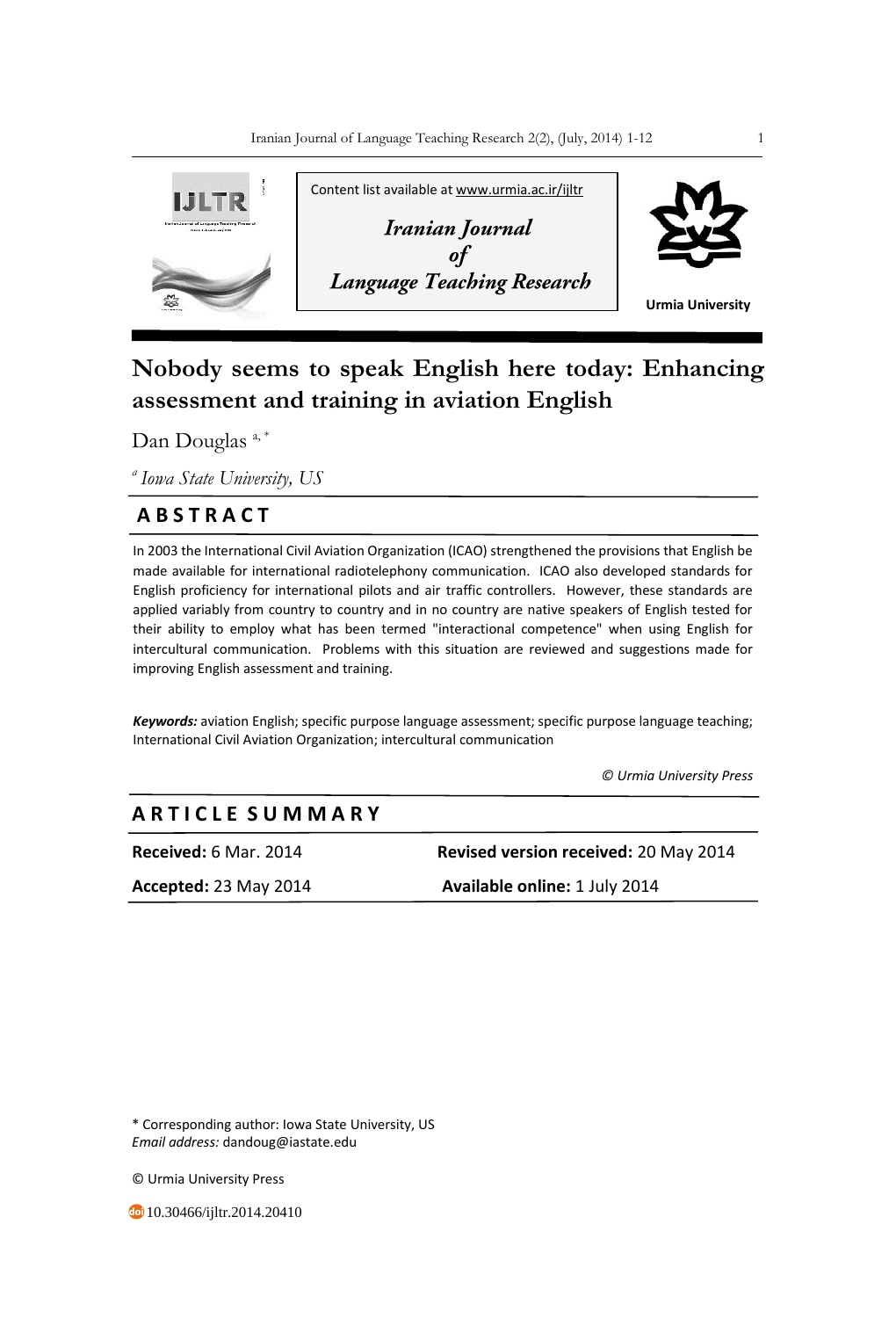Content list available at www.urmia.ac.ir/ijltr

*Iranian Journal of Language Teaching Research*

Urmia University

# Nobody seems to speak English here today: Enhancing assessment and training in aviation English

Dan Douglas [a, *]

[a] *Iowa State University, US*

## ABSTRACT

In 2003 the International Civil Aviation Organization (ICAO) strengthened the provisions that English be made available for international radiotelephony communication. ICAO also developed standards for English proficiency for international pilots and air traffic controllers. However, these standards are applied variably from country to country and in no country are native speakers of English tested for their ability to employ what has been termed "interactional competence" when using English for intercultural communication. Problems with this situation are reviewed and suggestions made for improving English assessment and training.

***Keywords:*** aviation English; specific purpose language assessment; specific purpose language teaching; International Civil Aviation Organization; intercultural communication

*© Urmia University Press*

## ARTICLE SUMMARY

**Received:** 6 Mar. 2014
**Revised version received:** 20 May 2014
**Accepted:** 23 May 2014
**Available online:** 1 July 2014

\* Corresponding author: Iowa State University, US
*Email address:* dandoug@iastate.edu

© Urmia University Press

10.30466/ijltr.2014.20410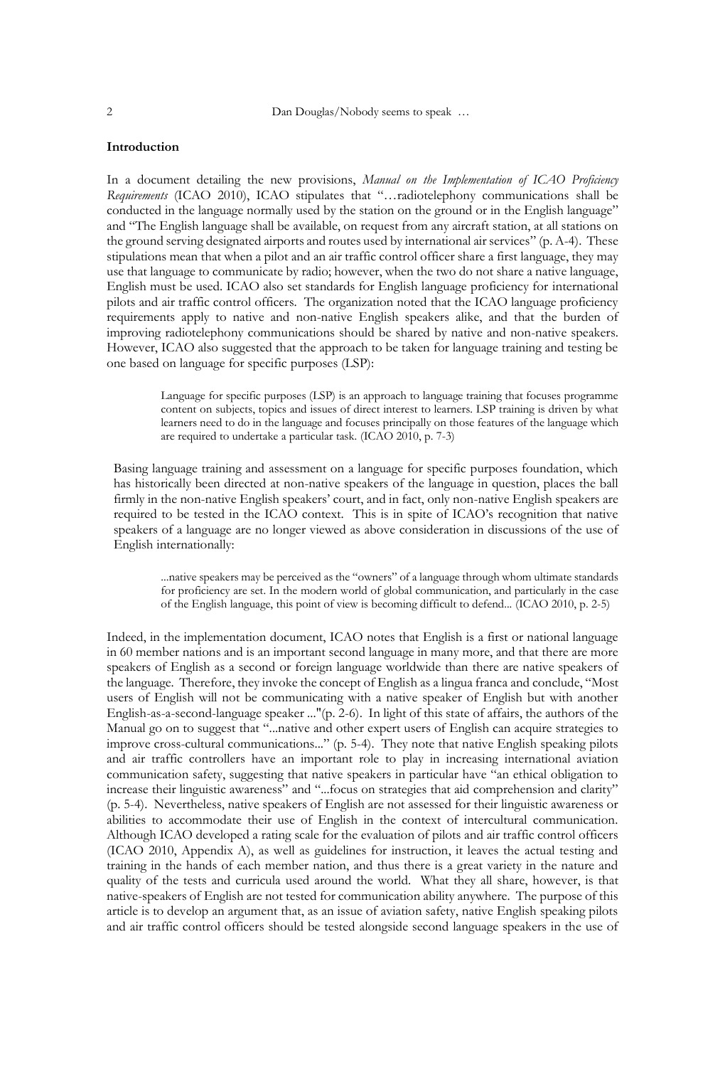## Introduction

In a document detailing the new provisions, *Manual on the Implementation of ICAO Proficiency Requirements* (ICAO 2010), ICAO stipulates that "…radiotelephony communications shall be conducted in the language normally used by the station on the ground or in the English language" and "The English language shall be available, on request from any aircraft station, at all stations on the ground serving designated airports and routes used by international air services" (p. A-4). These stipulations mean that when a pilot and an air traffic control officer share a first language, they may use that language to communicate by radio; however, when the two do not share a native language, English must be used. ICAO also set standards for English language proficiency for international pilots and air traffic control officers. The organization noted that the ICAO language proficiency requirements apply to native and non-native English speakers alike, and that the burden of improving radiotelephony communications should be shared by native and non-native speakers. However, ICAO also suggested that the approach to be taken for language training and testing be one based on language for specific purposes (LSP):

> Language for specific purposes (LSP) is an approach to language training that focuses programme content on subjects, topics and issues of direct interest to learners. LSP training is driven by what learners need to do in the language and focuses principally on those features of the language which are required to undertake a particular task. (ICAO 2010, p. 7-3)

Basing language training and assessment on a language for specific purposes foundation, which has historically been directed at non-native speakers of the language in question, places the ball firmly in the non-native English speakers' court, and in fact, only non-native English speakers are required to be tested in the ICAO context. This is in spite of ICAO's recognition that native speakers of a language are no longer viewed as above consideration in discussions of the use of English internationally:

> ...native speakers may be perceived as the "owners" of a language through whom ultimate standards for proficiency are set. In the modern world of global communication, and particularly in the case of the English language, this point of view is becoming difficult to defend... (ICAO 2010, p. 2-5)

Indeed, in the implementation document, ICAO notes that English is a first or national language in 60 member nations and is an important second language in many more, and that there are more speakers of English as a second or foreign language worldwide than there are native speakers of the language. Therefore, they invoke the concept of English as a lingua franca and conclude, "Most users of English will not be communicating with a native speaker of English but with another English-as-a-second-language speaker ..."(p. 2-6). In light of this state of affairs, the authors of the Manual go on to suggest that "...native and other expert users of English can acquire strategies to improve cross-cultural communications..." (p. 5-4). They note that native English speaking pilots and air traffic controllers have an important role to play in increasing international aviation communication safety, suggesting that native speakers in particular have "an ethical obligation to increase their linguistic awareness" and "...focus on strategies that aid comprehension and clarity" (p. 5-4). Nevertheless, native speakers of English are not assessed for their linguistic awareness or abilities to accommodate their use of English in the context of intercultural communication. Although ICAO developed a rating scale for the evaluation of pilots and air traffic control officers (ICAO 2010, Appendix A), as well as guidelines for instruction, it leaves the actual testing and training in the hands of each member nation, and thus there is a great variety in the nature and quality of the tests and curricula used around the world. What they all share, however, is that native-speakers of English are not tested for communication ability anywhere. The purpose of this article is to develop an argument that, as an issue of aviation safety, native English speaking pilots and air traffic control officers should be tested alongside second language speakers in the use of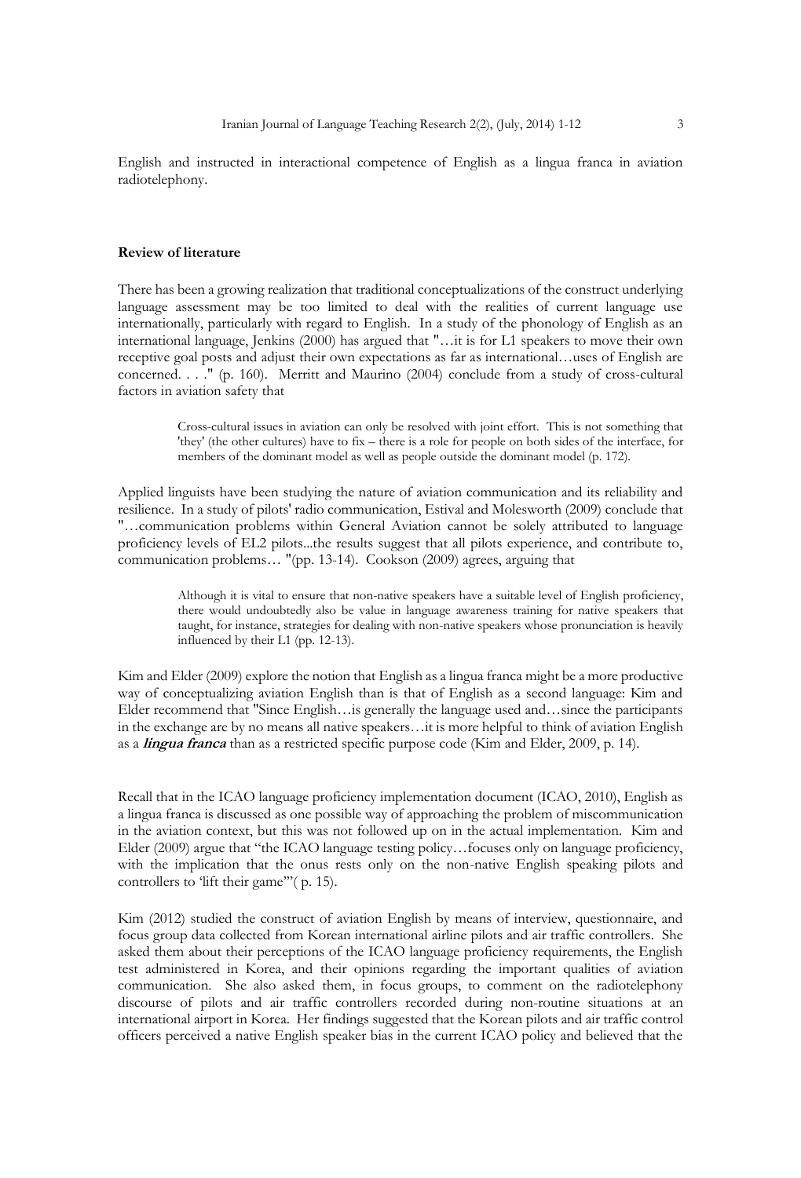English and instructed in interactional competence of English as a lingua franca in aviation radiotelephony.

## Review of literature

There has been a growing realization that traditional conceptualizations of the construct underlying language assessment may be too limited to deal with the realities of current language use internationally, particularly with regard to English. In a study of the phonology of English as an international language, Jenkins (2000) has argued that "…it is for L1 speakers to move their own receptive goal posts and adjust their own expectations as far as international…uses of English are concerned. . . ." (p. 160). Merritt and Maurino (2004) conclude from a study of cross-cultural factors in aviation safety that

> Cross-cultural issues in aviation can only be resolved with joint effort. This is not something that 'they' (the other cultures) have to fix – there is a role for people on both sides of the interface, for members of the dominant model as well as people outside the dominant model (p. 172).

Applied linguists have been studying the nature of aviation communication and its reliability and resilience. In a study of pilots' radio communication, Estival and Molesworth (2009) conclude that "…communication problems within General Aviation cannot be solely attributed to language proficiency levels of EL2 pilots...the results suggest that all pilots experience, and contribute to, communication problems… "(pp. 13-14). Cookson (2009) agrees, arguing that

> Although it is vital to ensure that non-native speakers have a suitable level of English proficiency, there would undoubtedly also be value in language awareness training for native speakers that taught, for instance, strategies for dealing with non-native speakers whose pronunciation is heavily influenced by their L1 (pp. 12-13).

Kim and Elder (2009) explore the notion that English as a lingua franca might be a more productive way of conceptualizing aviation English than is that of English as a second language: Kim and Elder recommend that "Since English…is generally the language used and…since the participants in the exchange are by no means all native speakers…it is more helpful to think of aviation English as a ***lingua franca*** than as a restricted specific purpose code (Kim and Elder, 2009, p. 14).

Recall that in the ICAO language proficiency implementation document (ICAO, 2010), English as a lingua franca is discussed as one possible way of approaching the problem of miscommunication in the aviation context, but this was not followed up on in the actual implementation. Kim and Elder (2009) argue that "the ICAO language testing policy…focuses only on language proficiency, with the implication that the onus rests only on the non-native English speaking pilots and controllers to 'lift their game'"( p. 15).

Kim (2012) studied the construct of aviation English by means of interview, questionnaire, and focus group data collected from Korean international airline pilots and air traffic controllers. She asked them about their perceptions of the ICAO language proficiency requirements, the English test administered in Korea, and their opinions regarding the important qualities of aviation communication. She also asked them, in focus groups, to comment on the radiotelephony discourse of pilots and air traffic controllers recorded during non-routine situations at an international airport in Korea. Her findings suggested that the Korean pilots and air traffic control officers perceived a native English speaker bias in the current ICAO policy and believed that the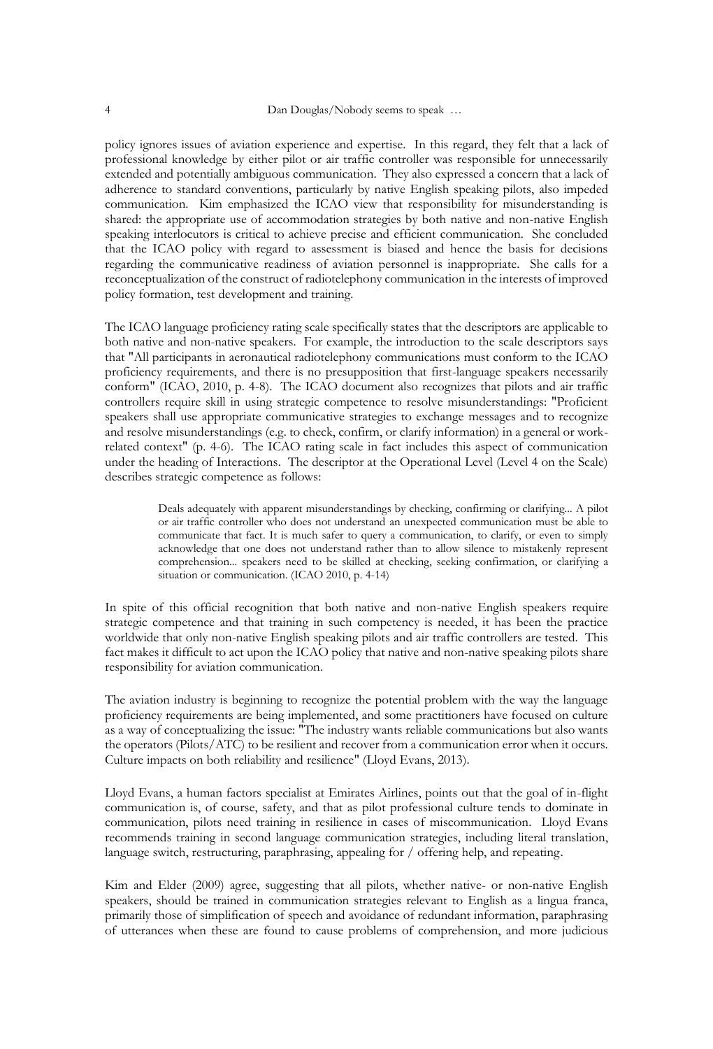policy ignores issues of aviation experience and expertise. In this regard, they felt that a lack of professional knowledge by either pilot or air traffic controller was responsible for unnecessarily extended and potentially ambiguous communication. They also expressed a concern that a lack of adherence to standard conventions, particularly by native English speaking pilots, also impeded communication. Kim emphasized the ICAO view that responsibility for misunderstanding is shared: the appropriate use of accommodation strategies by both native and non-native English speaking interlocutors is critical to achieve precise and efficient communication. She concluded that the ICAO policy with regard to assessment is biased and hence the basis for decisions regarding the communicative readiness of aviation personnel is inappropriate. She calls for a reconceptualization of the construct of radiotelephony communication in the interests of improved policy formation, test development and training.

The ICAO language proficiency rating scale specifically states that the descriptors are applicable to both native and non-native speakers. For example, the introduction to the scale descriptors says that "All participants in aeronautical radiotelephony communications must conform to the ICAO proficiency requirements, and there is no presupposition that first-language speakers necessarily conform" (ICAO, 2010, p. 4-8). The ICAO document also recognizes that pilots and air traffic controllers require skill in using strategic competence to resolve misunderstandings: "Proficient speakers shall use appropriate communicative strategies to exchange messages and to recognize and resolve misunderstandings (e.g. to check, confirm, or clarify information) in a general or work-related context" (p. 4-6). The ICAO rating scale in fact includes this aspect of communication under the heading of Interactions. The descriptor at the Operational Level (Level 4 on the Scale) describes strategic competence as follows:

> Deals adequately with apparent misunderstandings by checking, confirming or clarifying... A pilot or air traffic controller who does not understand an unexpected communication must be able to communicate that fact. It is much safer to query a communication, to clarify, or even to simply acknowledge that one does not understand rather than to allow silence to mistakenly represent comprehension... speakers need to be skilled at checking, seeking confirmation, or clarifying a situation or communication. (ICAO 2010, p. 4-14)

In spite of this official recognition that both native and non-native English speakers require strategic competence and that training in such competency is needed, it has been the practice worldwide that only non-native English speaking pilots and air traffic controllers are tested. This fact makes it difficult to act upon the ICAO policy that native and non-native speaking pilots share responsibility for aviation communication.

The aviation industry is beginning to recognize the potential problem with the way the language proficiency requirements are being implemented, and some practitioners have focused on culture as a way of conceptualizing the issue: "The industry wants reliable communications but also wants the operators (Pilots/ATC) to be resilient and recover from a communication error when it occurs. Culture impacts on both reliability and resilience" (Lloyd Evans, 2013).

Lloyd Evans, a human factors specialist at Emirates Airlines, points out that the goal of in-flight communication is, of course, safety, and that as pilot professional culture tends to dominate in communication, pilots need training in resilience in cases of miscommunication. Lloyd Evans recommends training in second language communication strategies, including literal translation, language switch, restructuring, paraphrasing, appealing for / offering help, and repeating.

Kim and Elder (2009) agree, suggesting that all pilots, whether native- or non-native English speakers, should be trained in communication strategies relevant to English as a lingua franca, primarily those of simplification of speech and avoidance of redundant information, paraphrasing of utterances when these are found to cause problems of comprehension, and more judicious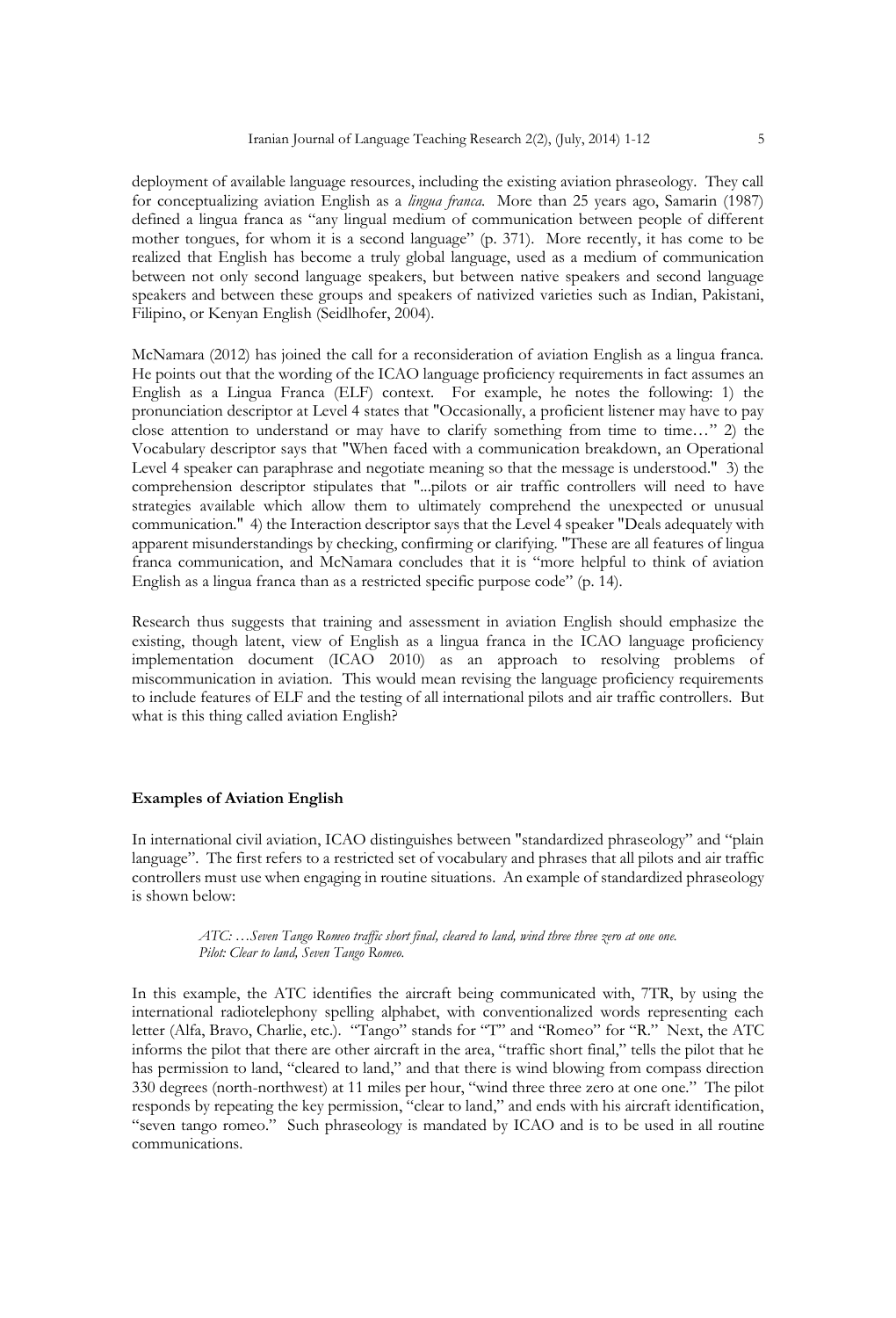deployment of available language resources, including the existing aviation phraseology. They call for conceptualizing aviation English as a *lingua franca*. More than 25 years ago, Samarin (1987) defined a lingua franca as "any lingual medium of communication between people of different mother tongues, for whom it is a second language" (p. 371). More recently, it has come to be realized that English has become a truly global language, used as a medium of communication between not only second language speakers, but between native speakers and second language speakers and between these groups and speakers of nativized varieties such as Indian, Pakistani, Filipino, or Kenyan English (Seidlhofer, 2004).

McNamara (2012) has joined the call for a reconsideration of aviation English as a lingua franca. He points out that the wording of the ICAO language proficiency requirements in fact assumes an English as a Lingua Franca (ELF) context. For example, he notes the following: 1) the pronunciation descriptor at Level 4 states that "Occasionally, a proficient listener may have to pay close attention to understand or may have to clarify something from time to time…" 2) the Vocabulary descriptor says that "When faced with a communication breakdown, an Operational Level 4 speaker can paraphrase and negotiate meaning so that the message is understood." 3) the comprehension descriptor stipulates that "...pilots or air traffic controllers will need to have strategies available which allow them to ultimately comprehend the unexpected or unusual communication." 4) the Interaction descriptor says that the Level 4 speaker "Deals adequately with apparent misunderstandings by checking, confirming or clarifying. "These are all features of lingua franca communication, and McNamara concludes that it is "more helpful to think of aviation English as a lingua franca than as a restricted specific purpose code" (p. 14).

Research thus suggests that training and assessment in aviation English should emphasize the existing, though latent, view of English as a lingua franca in the ICAO language proficiency implementation document (ICAO 2010) as an approach to resolving problems of miscommunication in aviation. This would mean revising the language proficiency requirements to include features of ELF and the testing of all international pilots and air traffic controllers. But what is this thing called aviation English?

## Examples of Aviation English

In international civil aviation, ICAO distinguishes between "standardized phraseology" and "plain language". The first refers to a restricted set of vocabulary and phrases that all pilots and air traffic controllers must use when engaging in routine situations. An example of standardized phraseology is shown below:

> *ATC: …Seven Tango Romeo traffic short final, cleared to land, wind three three zero at one one.*
> *Pilot: Clear to land, Seven Tango Romeo.*

In this example, the ATC identifies the aircraft being communicated with, 7TR, by using the international radiotelephony spelling alphabet, with conventionalized words representing each letter (Alfa, Bravo, Charlie, etc.). "Tango" stands for "T" and "Romeo" for "R." Next, the ATC informs the pilot that there are other aircraft in the area, "traffic short final," tells the pilot that he has permission to land, "cleared to land," and that there is wind blowing from compass direction 330 degrees (north-northwest) at 11 miles per hour, "wind three three zero at one one." The pilot responds by repeating the key permission, "clear to land," and ends with his aircraft identification, "seven tango romeo." Such phraseology is mandated by ICAO and is to be used in all routine communications.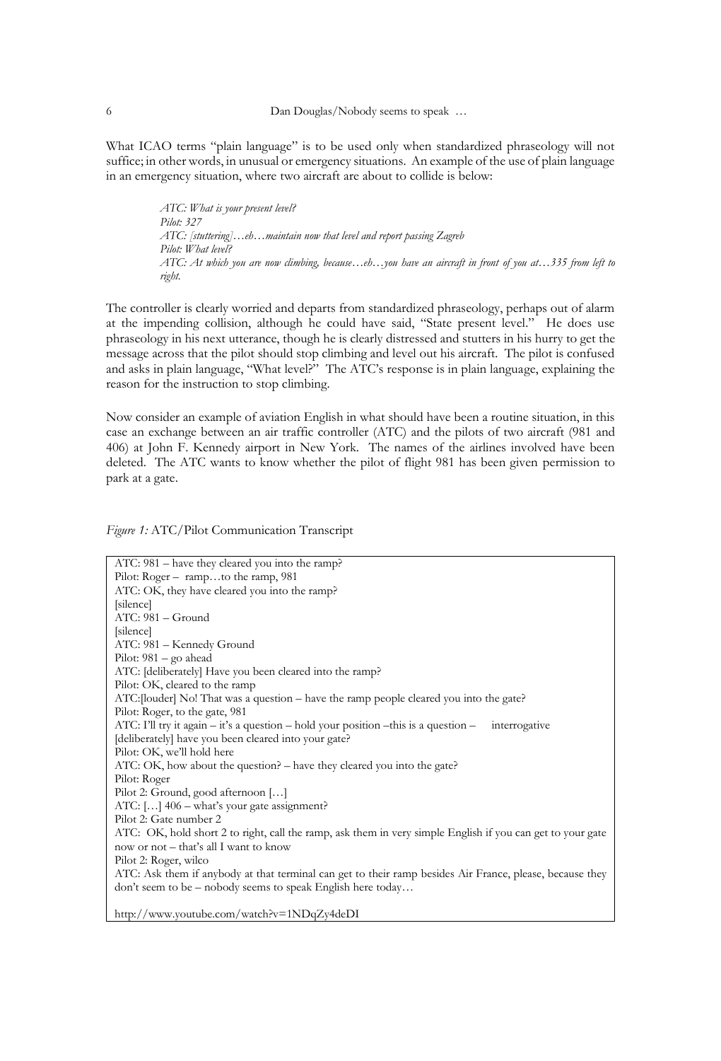What ICAO terms "plain language" is to be used only when standardized phraseology will not suffice; in other words, in unusual or emergency situations. An example of the use of plain language in an emergency situation, where two aircraft are about to collide is below:

> *ATC: What is your present level?*
> *Pilot: 327*
> *ATC: [stuttering]…eh…maintain now that level and report passing Zagreb*
> *Pilot: What level?*
> *ATC: At which you are now climbing, because…eh…you have an aircraft in front of you at…335 from left to right.*

The controller is clearly worried and departs from standardized phraseology, perhaps out of alarm at the impending collision, although he could have said, "State present level." He does use phraseology in his next utterance, though he is clearly distressed and stutters in his hurry to get the message across that the pilot should stop climbing and level out his aircraft. The pilot is confused and asks in plain language, "What level?" The ATC's response is in plain language, explaining the reason for the instruction to stop climbing.

Now consider an example of aviation English in what should have been a routine situation, in this case an exchange between an air traffic controller (ATC) and the pilots of two aircraft (981 and 406) at John F. Kennedy airport in New York. The names of the airlines involved have been deleted. The ATC wants to know whether the pilot of flight 981 has been given permission to park at a gate.

*Figure 1:* ATC/Pilot Communication Transcript

> ATC: 981 – have they cleared you into the ramp?
> Pilot: Roger – ramp…to the ramp, 981
> ATC: OK, they have cleared you into the ramp?
> [silence]
> ATC: 981 – Ground
> [silence]
> ATC: 981 – Kennedy Ground
> Pilot: 981 – go ahead
> ATC: [deliberately] Have you been cleared into the ramp?
> Pilot: OK, cleared to the ramp
> ATC:[louder] No! That was a question – have the ramp people cleared you into the gate?
> Pilot: Roger, to the gate, 981
> ATC: I'll try it again – it's a question – hold your position –this is a question – interrogative [deliberately] have you been cleared into your gate?
> Pilot: OK, we'll hold here
> ATC: OK, how about the question? – have they cleared you into the gate?
> Pilot: Roger
> Pilot 2: Ground, good afternoon […]
> ATC: […] 406 – what's your gate assignment?
> Pilot 2: Gate number 2
> ATC: OK, hold short 2 to right, call the ramp, ask them in very simple English if you can get to your gate now or not – that's all I want to know
> Pilot 2: Roger, wilco
> ATC: Ask them if anybody at that terminal can get to their ramp besides Air France, please, because they don't seem to be – nobody seems to speak English here today…
>
> http://www.youtube.com/watch?v=1NDqZy4deDI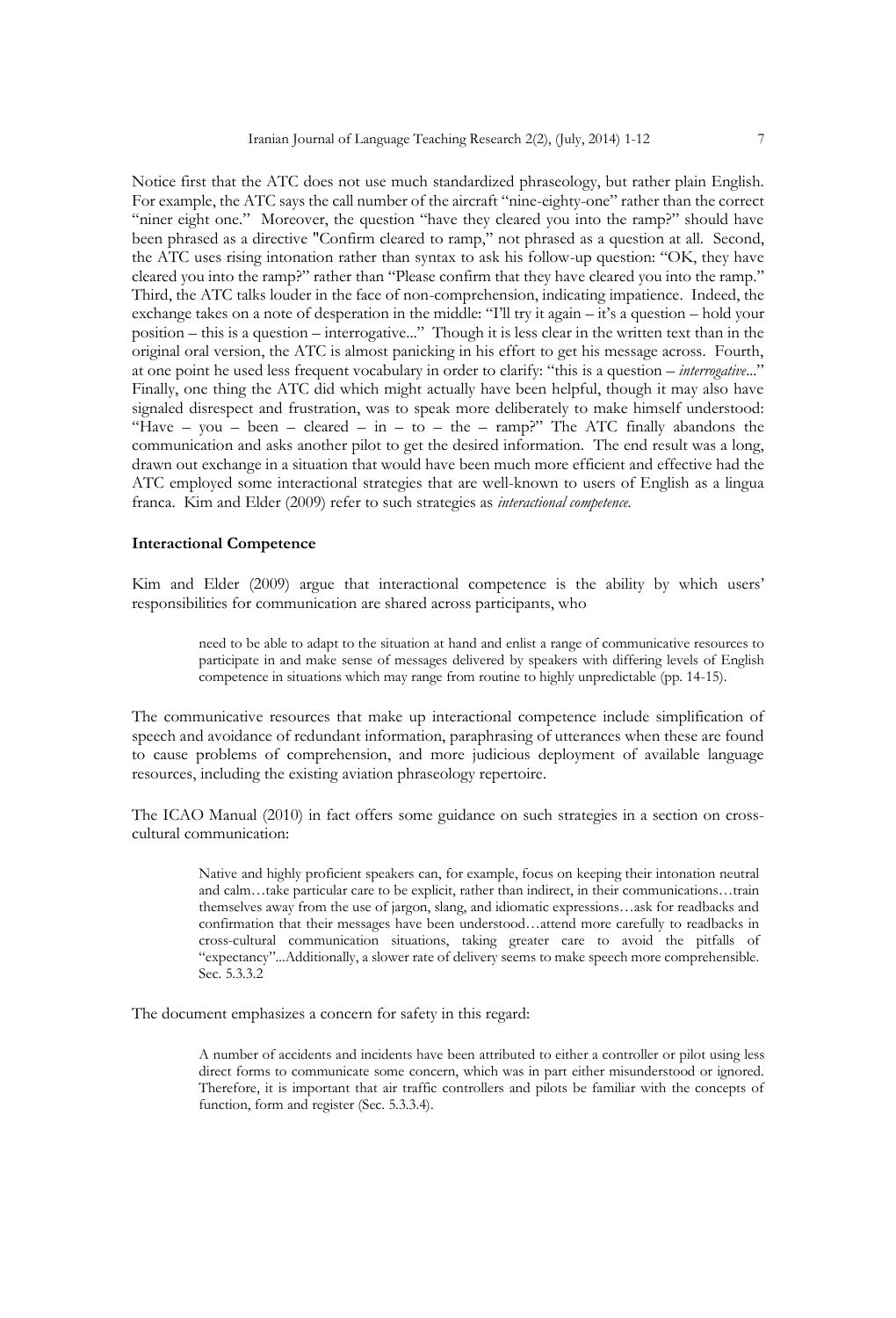Notice first that the ATC does not use much standardized phraseology, but rather plain English. For example, the ATC says the call number of the aircraft "nine-eighty-one" rather than the correct "niner eight one." Moreover, the question "have they cleared you into the ramp?" should have been phrased as a directive "Confirm cleared to ramp," not phrased as a question at all. Second, the ATC uses rising intonation rather than syntax to ask his follow-up question: "OK, they have cleared you into the ramp?" rather than "Please confirm that they have cleared you into the ramp." Third, the ATC talks louder in the face of non-comprehension, indicating impatience. Indeed, the exchange takes on a note of desperation in the middle: "I'll try it again – it's a question – hold your position – this is a question – interrogative..." Though it is less clear in the written text than in the original oral version, the ATC is almost panicking in his effort to get his message across. Fourth, at one point he used less frequent vocabulary in order to clarify: "this is a question – *interrogative*..." Finally, one thing the ATC did which might actually have been helpful, though it may also have signaled disrespect and frustration, was to speak more deliberately to make himself understood: "Have – you – been – cleared – in – to – the – ramp?" The ATC finally abandons the communication and asks another pilot to get the desired information. The end result was a long, drawn out exchange in a situation that would have been much more efficient and effective had the ATC employed some interactional strategies that are well-known to users of English as a lingua franca. Kim and Elder (2009) refer to such strategies as *interactional competence*.

## Interactional Competence

Kim and Elder (2009) argue that interactional competence is the ability by which users' responsibilities for communication are shared across participants, who

> need to be able to adapt to the situation at hand and enlist a range of communicative resources to participate in and make sense of messages delivered by speakers with differing levels of English competence in situations which may range from routine to highly unpredictable (pp. 14-15).

The communicative resources that make up interactional competence include simplification of speech and avoidance of redundant information, paraphrasing of utterances when these are found to cause problems of comprehension, and more judicious deployment of available language resources, including the existing aviation phraseology repertoire.

The ICAO Manual (2010) in fact offers some guidance on such strategies in a section on cross-cultural communication:

> Native and highly proficient speakers can, for example, focus on keeping their intonation neutral and calm…take particular care to be explicit, rather than indirect, in their communications…train themselves away from the use of jargon, slang, and idiomatic expressions…ask for readbacks and confirmation that their messages have been understood…attend more carefully to readbacks in cross-cultural communication situations, taking greater care to avoid the pitfalls of "expectancy"...Additionally, a slower rate of delivery seems to make speech more comprehensible. Sec. 5.3.3.2

The document emphasizes a concern for safety in this regard:

> A number of accidents and incidents have been attributed to either a controller or pilot using less direct forms to communicate some concern, which was in part either misunderstood or ignored. Therefore, it is important that air traffic controllers and pilots be familiar with the concepts of function, form and register (Sec. 5.3.3.4).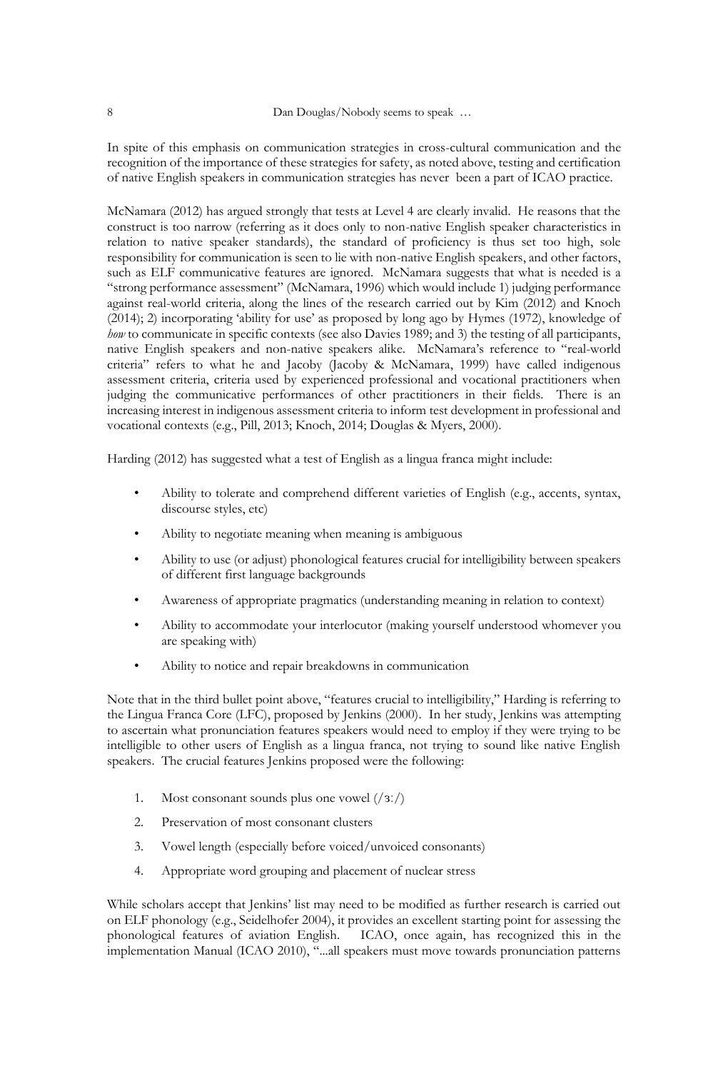In spite of this emphasis on communication strategies in cross-cultural communication and the recognition of the importance of these strategies for safety, as noted above, testing and certification of native English speakers in communication strategies has never been a part of ICAO practice.

McNamara (2012) has argued strongly that tests at Level 4 are clearly invalid. He reasons that the construct is too narrow (referring as it does only to non-native English speaker characteristics in relation to native speaker standards), the standard of proficiency is thus set too high, sole responsibility for communication is seen to lie with non-native English speakers, and other factors, such as ELF communicative features are ignored. McNamara suggests that what is needed is a "strong performance assessment" (McNamara, 1996) which would include 1) judging performance against real-world criteria, along the lines of the research carried out by Kim (2012) and Knoch (2014); 2) incorporating 'ability for use' as proposed by long ago by Hymes (1972), knowledge of *how* to communicate in specific contexts (see also Davies 1989; and 3) the testing of all participants, native English speakers and non-native speakers alike. McNamara's reference to "real-world criteria" refers to what he and Jacoby (Jacoby & McNamara, 1999) have called indigenous assessment criteria, criteria used by experienced professional and vocational practitioners when judging the communicative performances of other practitioners in their fields. There is an increasing interest in indigenous assessment criteria to inform test development in professional and vocational contexts (e.g., Pill, 2013; Knoch, 2014; Douglas & Myers, 2000).

Harding (2012) has suggested what a test of English as a lingua franca might include:

- Ability to tolerate and comprehend different varieties of English (e.g., accents, syntax, discourse styles, etc)
- Ability to negotiate meaning when meaning is ambiguous
- Ability to use (or adjust) phonological features crucial for intelligibility between speakers of different first language backgrounds
- Awareness of appropriate pragmatics (understanding meaning in relation to context)
- Ability to accommodate your interlocutor (making yourself understood whomever you are speaking with)
- Ability to notice and repair breakdowns in communication

Note that in the third bullet point above, "features crucial to intelligibility," Harding is referring to the Lingua Franca Core (LFC), proposed by Jenkins (2000). In her study, Jenkins was attempting to ascertain what pronunciation features speakers would need to employ if they were trying to be intelligible to other users of English as a lingua franca, not trying to sound like native English speakers. The crucial features Jenkins proposed were the following:

1. Most consonant sounds plus one vowel (/ɜː/)
2. Preservation of most consonant clusters
3. Vowel length (especially before voiced/unvoiced consonants)
4. Appropriate word grouping and placement of nuclear stress

While scholars accept that Jenkins' list may need to be modified as further research is carried out on ELF phonology (e.g., Seidelhofer 2004), it provides an excellent starting point for assessing the phonological features of aviation English. ICAO, once again, has recognized this in the implementation Manual (ICAO 2010), "...all speakers must move towards pronunciation patterns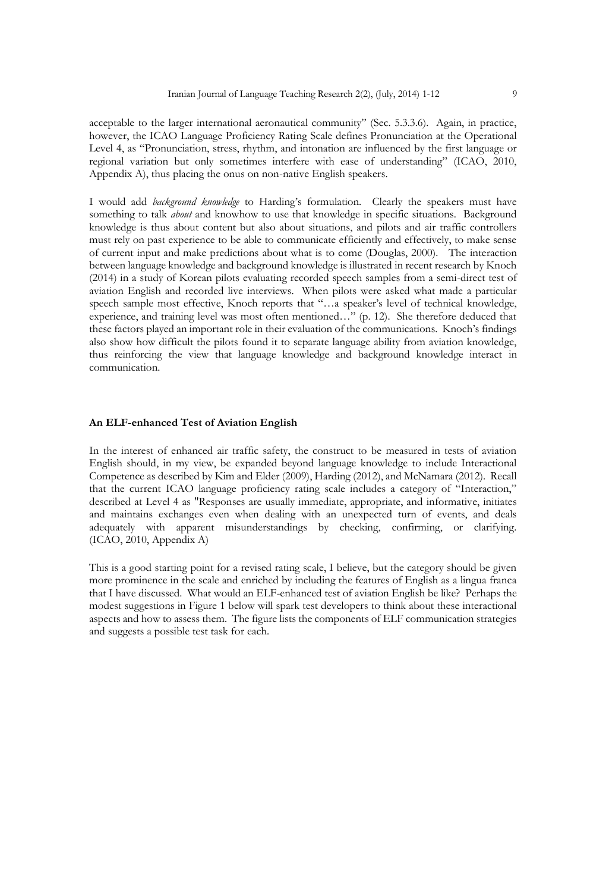acceptable to the larger international aeronautical community" (Sec. 5.3.3.6). Again, in practice, however, the ICAO Language Proficiency Rating Scale defines Pronunciation at the Operational Level 4, as "Pronunciation, stress, rhythm, and intonation are influenced by the first language or regional variation but only sometimes interfere with ease of understanding" (ICAO, 2010, Appendix A), thus placing the onus on non-native English speakers.

I would add *background knowledge* to Harding's formulation. Clearly the speakers must have something to talk *about* and knowhow to use that knowledge in specific situations. Background knowledge is thus about content but also about situations, and pilots and air traffic controllers must rely on past experience to be able to communicate efficiently and effectively, to make sense of current input and make predictions about what is to come (Douglas, 2000). The interaction between language knowledge and background knowledge is illustrated in recent research by Knoch (2014) in a study of Korean pilots evaluating recorded speech samples from a semi-direct test of aviation English and recorded live interviews. When pilots were asked what made a particular speech sample most effective, Knoch reports that "…a speaker's level of technical knowledge, experience, and training level was most often mentioned…" (p. 12). She therefore deduced that these factors played an important role in their evaluation of the communications. Knoch's findings also show how difficult the pilots found it to separate language ability from aviation knowledge, thus reinforcing the view that language knowledge and background knowledge interact in communication.

**An ELF-enhanced Test of Aviation English**

In the interest of enhanced air traffic safety, the construct to be measured in tests of aviation English should, in my view, be expanded beyond language knowledge to include Interactional Competence as described by Kim and Elder (2009), Harding (2012), and McNamara (2012). Recall that the current ICAO language proficiency rating scale includes a category of "Interaction," described at Level 4 as "Responses are usually immediate, appropriate, and informative, initiates and maintains exchanges even when dealing with an unexpected turn of events, and deals adequately with apparent misunderstandings by checking, confirming, or clarifying. (ICAO, 2010, Appendix A)

This is a good starting point for a revised rating scale, I believe, but the category should be given more prominence in the scale and enriched by including the features of English as a lingua franca that I have discussed. What would an ELF-enhanced test of aviation English be like? Perhaps the modest suggestions in Figure 1 below will spark test developers to think about these interactional aspects and how to assess them. The figure lists the components of ELF communication strategies and suggests a possible test task for each.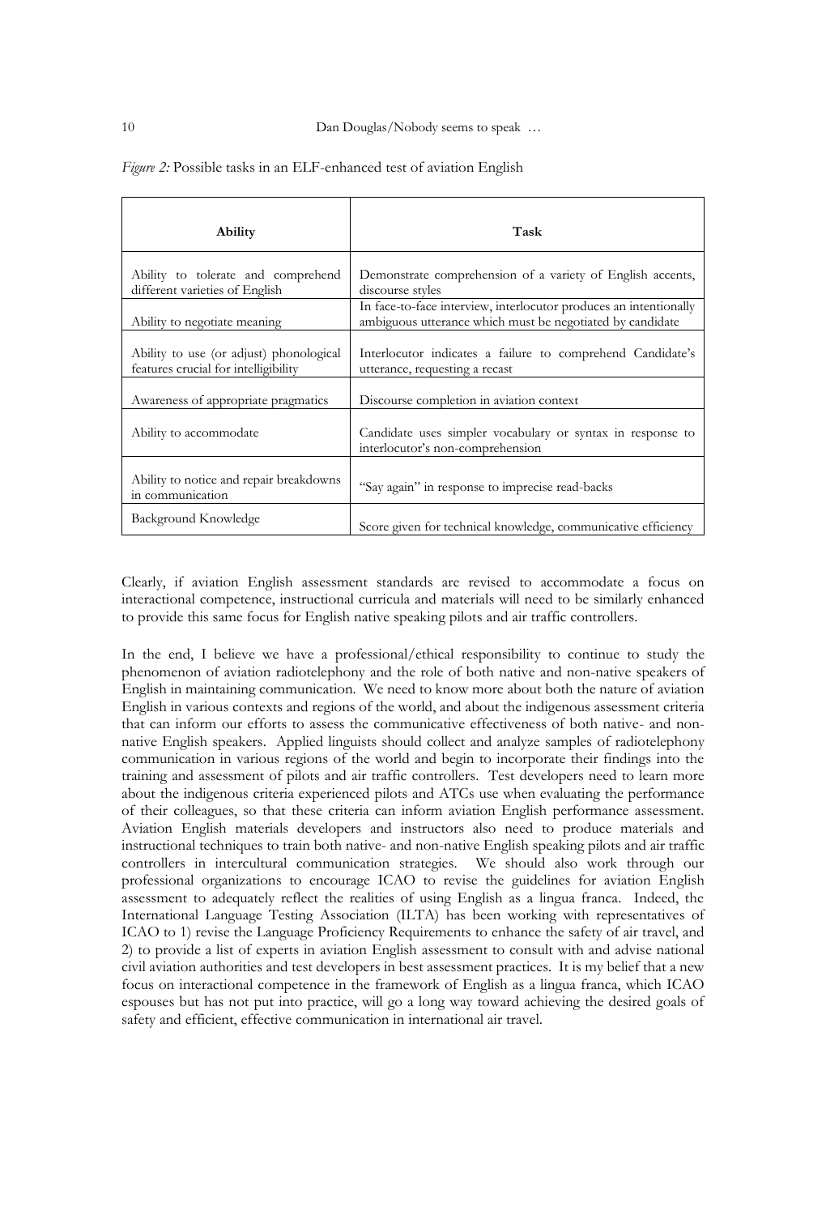*Figure 2:* Possible tasks in an ELF-enhanced test of aviation English

| Ability | Task |
|---|---|
| Ability to tolerate and comprehend different varieties of English | Demonstrate comprehension of a variety of English accents, discourse styles |
| Ability to negotiate meaning | In face-to-face interview, interlocutor produces an intentionally ambiguous utterance which must be negotiated by candidate |
| Ability to use (or adjust) phonological features crucial for intelligibility | Interlocutor indicates a failure to comprehend Candidate's utterance, requesting a recast |
| Awareness of appropriate pragmatics | Discourse completion in aviation context |
| Ability to accommodate | Candidate uses simpler vocabulary or syntax in response to interlocutor's non-comprehension |
| Ability to notice and repair breakdowns in communication | "Say again" in response to imprecise read-backs |
| Background Knowledge | Score given for technical knowledge, communicative efficiency |

Clearly, if aviation English assessment standards are revised to accommodate a focus on interactional competence, instructional curricula and materials will need to be similarly enhanced to provide this same focus for English native speaking pilots and air traffic controllers.

In the end, I believe we have a professional/ethical responsibility to continue to study the phenomenon of aviation radiotelephony and the role of both native and non-native speakers of English in maintaining communication. We need to know more about both the nature of aviation English in various contexts and regions of the world, and about the indigenous assessment criteria that can inform our efforts to assess the communicative effectiveness of both native- and non-native English speakers. Applied linguists should collect and analyze samples of radiotelephony communication in various regions of the world and begin to incorporate their findings into the training and assessment of pilots and air traffic controllers. Test developers need to learn more about the indigenous criteria experienced pilots and ATCs use when evaluating the performance of their colleagues, so that these criteria can inform aviation English performance assessment. Aviation English materials developers and instructors also need to produce materials and instructional techniques to train both native- and non-native English speaking pilots and air traffic controllers in intercultural communication strategies. We should also work through our professional organizations to encourage ICAO to revise the guidelines for aviation English assessment to adequately reflect the realities of using English as a lingua franca. Indeed, the International Language Testing Association (ILTA) has been working with representatives of ICAO to 1) revise the Language Proficiency Requirements to enhance the safety of air travel, and 2) to provide a list of experts in aviation English assessment to consult with and advise national civil aviation authorities and test developers in best assessment practices. It is my belief that a new focus on interactional competence in the framework of English as a lingua franca, which ICAO espouses but has not put into practice, will go a long way toward achieving the desired goals of safety and efficient, effective communication in international air travel.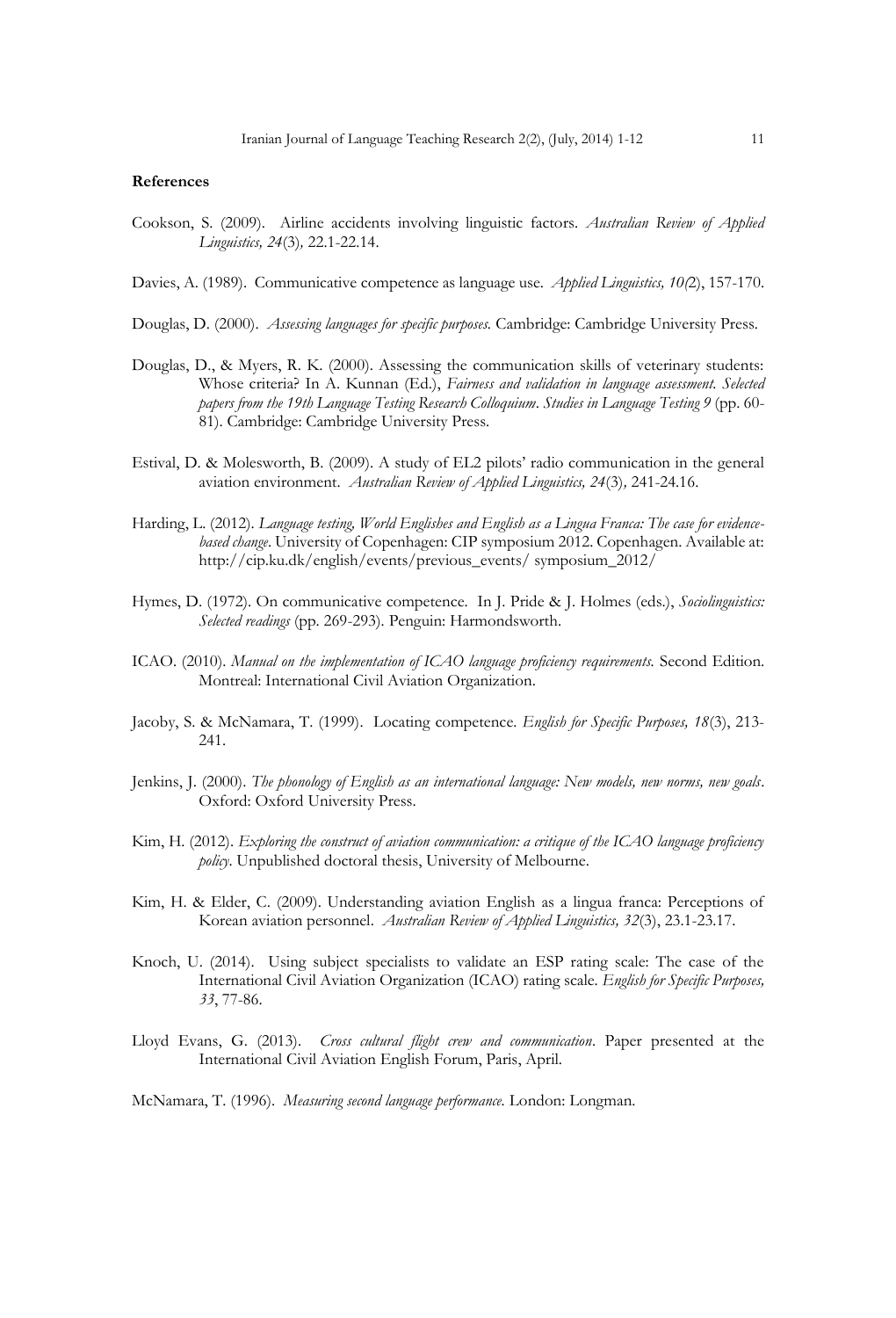**References**

Cookson, S. (2009). Airline accidents involving linguistic factors. *Australian Review of Applied Linguistics, 24*(3), 22.1-22.14.

Davies, A. (1989). Communicative competence as language use. *Applied Linguistics, 10(*2), 157-170.

Douglas, D. (2000). *Assessing languages for specific purposes.* Cambridge: Cambridge University Press.

Douglas, D., & Myers, R. K. (2000). Assessing the communication skills of veterinary students: Whose criteria? In A. Kunnan (Ed.), *Fairness and validation in language assessment. Selected papers from the 19th Language Testing Research Colloquium*. *Studies in Language Testing 9* (pp. 60-81). Cambridge: Cambridge University Press.

Estival, D. & Molesworth, B. (2009). A study of EL2 pilots' radio communication in the general aviation environment. *Australian Review of Applied Linguistics, 24*(3), 241-24.16.

Harding, L. (2012). *Language testing, World Englishes and English as a Lingua Franca: The case for evidence-based change*. University of Copenhagen: CIP symposium 2012. Copenhagen. Available at: http://cip.ku.dk/english/events/previous_events/ symposium_2012/

Hymes, D. (1972). On communicative competence. In J. Pride & J. Holmes (eds.), *Sociolinguistics: Selected readings* (pp. 269-293). Penguin: Harmondsworth.

ICAO. (2010). *Manual on the implementation of ICAO language proficiency requirements.* Second Edition. Montreal: International Civil Aviation Organization.

Jacoby, S. & McNamara, T. (1999). Locating competence. *English for Specific Purposes, 18*(3), 213-241.

Jenkins, J. (2000). *The phonology of English as an international language: New models, new norms, new goals*. Oxford: Oxford University Press.

Kim, H. (2012). *Exploring the construct of aviation communication: a critique of the ICAO language proficiency policy*. Unpublished doctoral thesis, University of Melbourne.

Kim, H. & Elder, C. (2009). Understanding aviation English as a lingua franca: Perceptions of Korean aviation personnel. *Australian Review of Applied Linguistics, 32*(3), 23.1-23.17.

Knoch, U. (2014). Using subject specialists to validate an ESP rating scale: The case of the International Civil Aviation Organization (ICAO) rating scale. *English for Specific Purposes, 33*, 77-86.

Lloyd Evans, G. (2013). *Cross cultural flight crew and communication*. Paper presented at the International Civil Aviation English Forum, Paris, April.

McNamara, T. (1996). *Measuring second language performance.* London: Longman.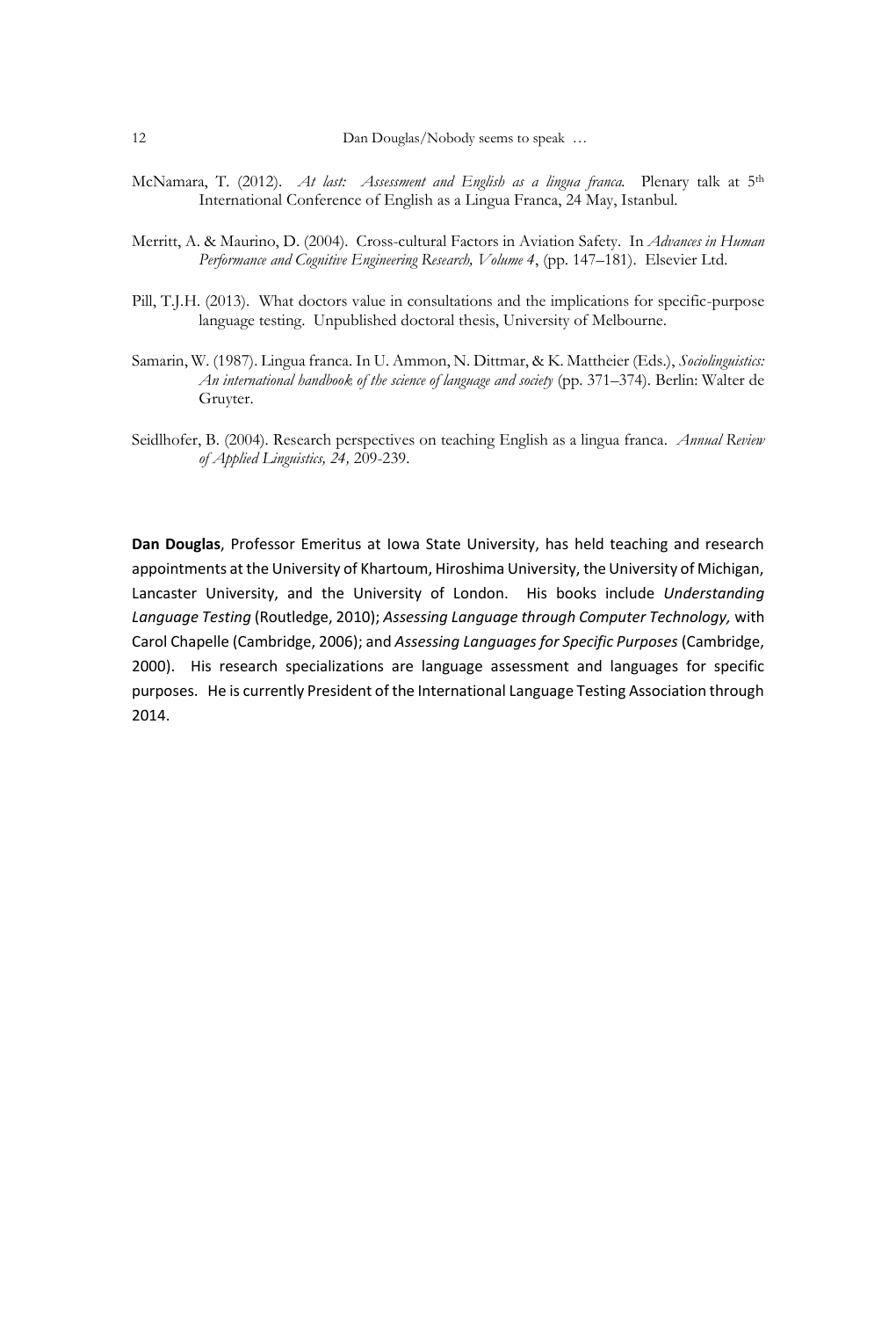McNamara, T. (2012). *At last: Assessment and English as a lingua franca.* Plenary talk at 5th International Conference of English as a Lingua Franca, 24 May, Istanbul.

Merritt, A. & Maurino, D. (2004). Cross-cultural Factors in Aviation Safety. In *Advances in Human Performance and Cognitive Engineering Research, Volume 4*, (pp. 147–181). Elsevier Ltd.

Pill, T.J.H. (2013). What doctors value in consultations and the implications for specific-purpose language testing. Unpublished doctoral thesis, University of Melbourne.

Samarin, W. (1987). Lingua franca. In U. Ammon, N. Dittmar, & K. Mattheier (Eds.), *Sociolinguistics: An international handbook of the science of language and society* (pp. 371–374). Berlin: Walter de Gruyter.

Seidlhofer, B. (2004). Research perspectives on teaching English as a lingua franca. *Annual Review of Applied Linguistics, 24,* 209-239.

**Dan Douglas**, Professor Emeritus at Iowa State University, has held teaching and research appointments at the University of Khartoum, Hiroshima University, the University of Michigan, Lancaster University, and the University of London. His books include *Understanding Language Testing* (Routledge, 2010); *Assessing Language through Computer Technology,* with Carol Chapelle (Cambridge, 2006); and *Assessing Languages for Specific Purposes* (Cambridge, 2000). His research specializations are language assessment and languages for specific purposes. He is currently President of the International Language Testing Association through 2014.